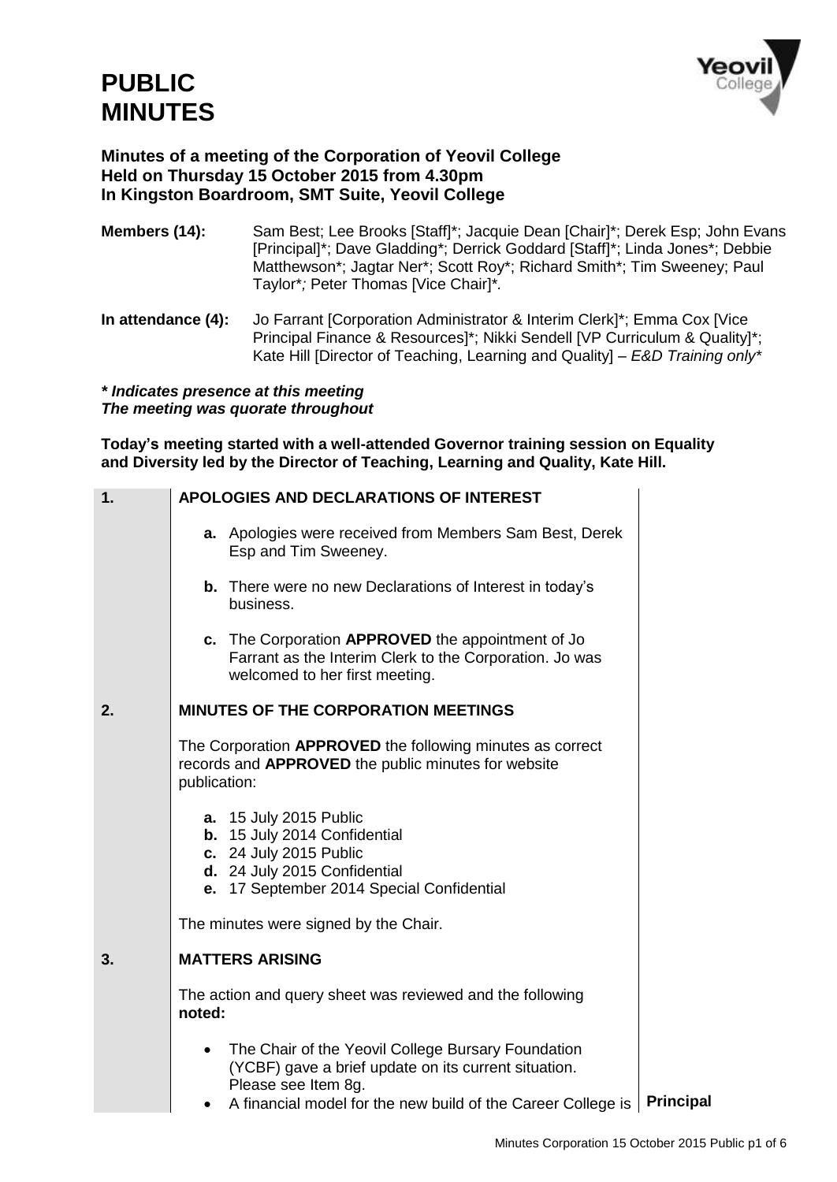# PUBLIC MINUTES

**Minutes of a meeting of the Corporation of Yeovil College**
**Held on Thursday 15 October 2015 from 4.30pm**
**In Kingston Boardroom, SMT Suite, Yeovil College**

**Members (14):** Sam Best; Lee Brooks [Staff]*; Jacquie Dean [Chair]*; Derek Esp; John Evans [Principal]*; Dave Gladding*; Derrick Goddard [Staff]*; Linda Jones*; Debbie Matthewson*; Jagtar Ner*; Scott Roy*; Richard Smith*; Tim Sweeney; Paul Taylor*; Peter Thomas [Vice Chair]*.

**In attendance (4):** Jo Farrant [Corporation Administrator & Interim Clerk]*; Emma Cox [Vice Principal Finance & Resources]*; Nikki Sendell [VP Curriculum & Quality]*; Kate Hill [Director of Teaching, Learning and Quality] – *E&D Training only**

***\* Indicates presence at this meeting***
***The meeting was quorate throughout***

**Today's meeting started with a well-attended Governor training session on Equality and Diversity led by the Director of Teaching, Learning and Quality, Kate Hill.**

| | | |
|---|---|---|
| **1.** | **APOLOGIES AND DECLARATIONS OF INTEREST** | |
| | **a.** Apologies were received from Members Sam Best, Derek Esp and Tim Sweeney. | |
| | **b.** There were no new Declarations of Interest in today's business. | |
| | **c.** The Corporation **APPROVED** the appointment of Jo Farrant as the Interim Clerk to the Corporation. Jo was welcomed to her first meeting. | |
| **2.** | **MINUTES OF THE CORPORATION MEETINGS** | |
| | The Corporation **APPROVED** the following minutes as correct records and **APPROVED** the public minutes for website publication: | |
| | **a.** 15 July 2015 Public<br>**b.** 15 July 2014 Confidential<br>**c.** 24 July 2015 Public<br>**d.** 24 July 2015 Confidential<br>**e.** 17 September 2014 Special Confidential | |
| | The minutes were signed by the Chair. | |
| **3.** | **MATTERS ARISING** | |
| | The action and query sheet was reviewed and the following **noted:** | |
| | • The Chair of the Yeovil College Bursary Foundation (YCBF) gave a brief update on its current situation. Please see Item 8g.<br>• A financial model for the new build of the Career College is | **Principal** |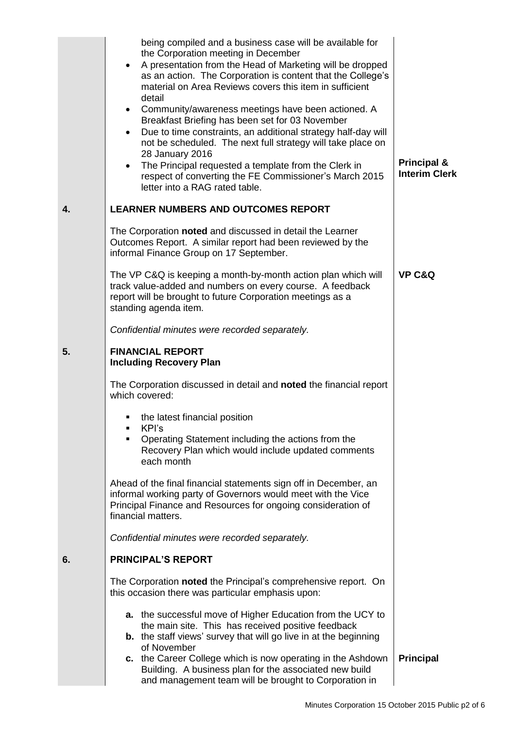| | | |
|---|---|---|
| | being compiled and a business case will be available for the Corporation meeting in December<br>• A presentation from the Head of Marketing will be dropped as an action. The Corporation is content that the College's material on Area Reviews covers this item in sufficient detail<br>• Community/awareness meetings have been actioned. A Breakfast Briefing has been set for 03 November<br>• Due to time constraints, an additional strategy half-day will not be scheduled. The next full strategy will take place on 28 January 2016<br>• The Principal requested a template from the Clerk in respect of converting the FE Commissioner's March 2015 letter into a RAG rated table. | **Principal & Interim Clerk** |
| **4.** | **LEARNER NUMBERS AND OUTCOMES REPORT** | |
| | The Corporation **noted** and discussed in detail the Learner Outcomes Report. A similar report had been reviewed by the informal Finance Group on 17 September. | |
| | The VP C&Q is keeping a month-by-month action plan which will track value-added and numbers on every course. A feedback report will be brought to future Corporation meetings as a standing agenda item. | **VP C&Q** |
| | *Confidential minutes were recorded separately.* | |
| **5.** | **FINANCIAL REPORT**<br>**Including Recovery Plan** | |
| | The Corporation discussed in detail and **noted** the financial report which covered:<br>▪ the latest financial position<br>▪ KPI's<br>▪ Operating Statement including the actions from the Recovery Plan which would include updated comments each month | |
| | Ahead of the final financial statements sign off in December, an informal working party of Governors would meet with the Vice Principal Finance and Resources for ongoing consideration of financial matters. | |
| | *Confidential minutes were recorded separately.* | |
| **6.** | **PRINCIPAL'S REPORT** | |
| | The Corporation **noted** the Principal's comprehensive report. On this occasion there was particular emphasis upon:<br>**a.** the successful move of Higher Education from the UCY to the main site. This has received positive feedback<br>**b.** the staff views' survey that will go live in at the beginning of November<br>**c.** the Career College which is now operating in the Ashdown Building. A business plan for the associated new build and management team will be brought to Corporation in | **Principal** |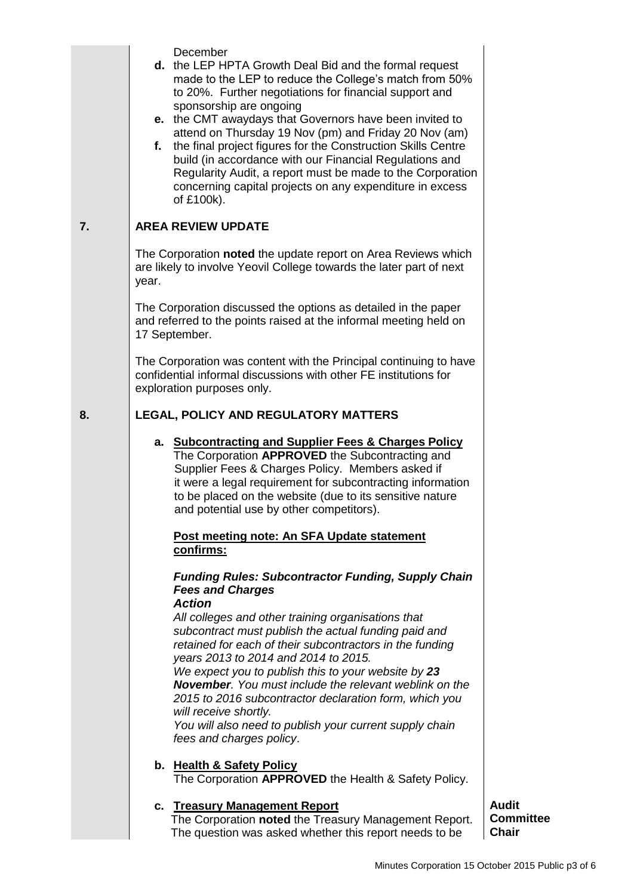December

**d.** the LEP HPTA Growth Deal Bid and the formal request made to the LEP to reduce the College's match from 50% to 20%. Further negotiations for financial support and sponsorship are ongoing

**e.** the CMT awaydays that Governors have been invited to attend on Thursday 19 Nov (pm) and Friday 20 Nov (am)

**f.** the final project figures for the Construction Skills Centre build (in accordance with our Financial Regulations and Regularity Audit, a report must be made to the Corporation concerning capital projects on any expenditure in excess of £100k).

## 7. AREA REVIEW UPDATE

The Corporation **noted** the update report on Area Reviews which are likely to involve Yeovil College towards the later part of next year.

The Corporation discussed the options as detailed in the paper and referred to the points raised at the informal meeting held on 17 September.

The Corporation was content with the Principal continuing to have confidential informal discussions with other FE institutions for exploration purposes only.

## 8. LEGAL, POLICY AND REGULATORY MATTERS

**a. Subcontracting and Supplier Fees & Charges Policy**

The Corporation **APPROVED** the Subcontracting and Supplier Fees & Charges Policy. Members asked if it were a legal requirement for subcontracting information to be placed on the website (due to its sensitive nature and potential use by other competitors).

**Post meeting note: An SFA Update statement confirms:**

***Funding Rules: Subcontractor Funding, Supply Chain Fees and Charges***
***Action***

*All colleges and other training organisations that subcontract must publish the actual funding paid and retained for each of their subcontractors in the funding years 2013 to 2014 and 2014 to 2015.*
*We expect you to publish this to your website by **23 November**. You must include the relevant weblink on the 2015 to 2016 subcontractor declaration form, which you will receive shortly.*
*You will also need to publish your current supply chain fees and charges policy*.

**b. Health & Safety Policy**

The Corporation **APPROVED** the Health & Safety Policy.

**c. Treasury Management Report**

The Corporation **noted** the Treasury Management Report. The question was asked whether this report needs to be

**Audit Committee Chair**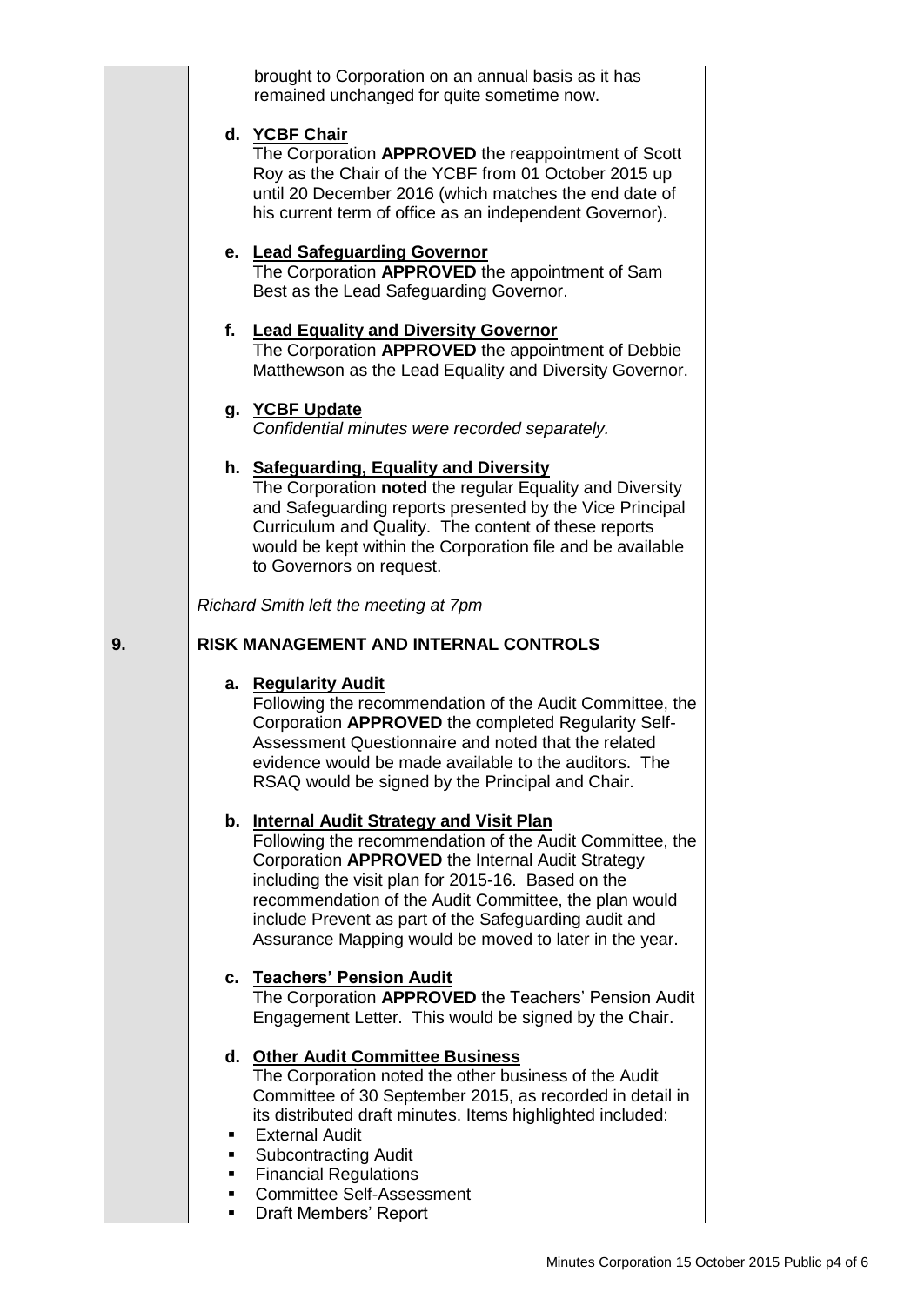brought to Corporation on an annual basis as it has remained unchanged for quite sometime now.

d. **YCBF Chair**
The Corporation **APPROVED** the reappointment of Scott Roy as the Chair of the YCBF from 01 October 2015 up until 20 December 2016 (which matches the end date of his current term of office as an independent Governor).

e. **Lead Safeguarding Governor**
The Corporation **APPROVED** the appointment of Sam Best as the Lead Safeguarding Governor.

f. **Lead Equality and Diversity Governor**
The Corporation **APPROVED** the appointment of Debbie Matthewson as the Lead Equality and Diversity Governor.

g. **YCBF Update**
*Confidential minutes were recorded separately.*

h. **Safeguarding, Equality and Diversity**
The Corporation **noted** the regular Equality and Diversity and Safeguarding reports presented by the Vice Principal Curriculum and Quality. The content of these reports would be kept within the Corporation file and be available to Governors on request.

*Richard Smith left the meeting at 7pm*

## 9. RISK MANAGEMENT AND INTERNAL CONTROLS

a. **Regularity Audit**
Following the recommendation of the Audit Committee, the Corporation **APPROVED** the completed Regularity Self-Assessment Questionnaire and noted that the related evidence would be made available to the auditors. The RSAQ would be signed by the Principal and Chair.

b. **Internal Audit Strategy and Visit Plan**
Following the recommendation of the Audit Committee, the Corporation **APPROVED** the Internal Audit Strategy including the visit plan for 2015-16. Based on the recommendation of the Audit Committee, the plan would include Prevent as part of the Safeguarding audit and Assurance Mapping would be moved to later in the year.

c. **Teachers' Pension Audit**
The Corporation **APPROVED** the Teachers' Pension Audit Engagement Letter. This would be signed by the Chair.

d. **Other Audit Committee Business**
The Corporation noted the other business of the Audit Committee of 30 September 2015, as recorded in detail in its distributed draft minutes. Items highlighted included:

- External Audit
- Subcontracting Audit
- Financial Regulations
- Committee Self-Assessment
- Draft Members' Report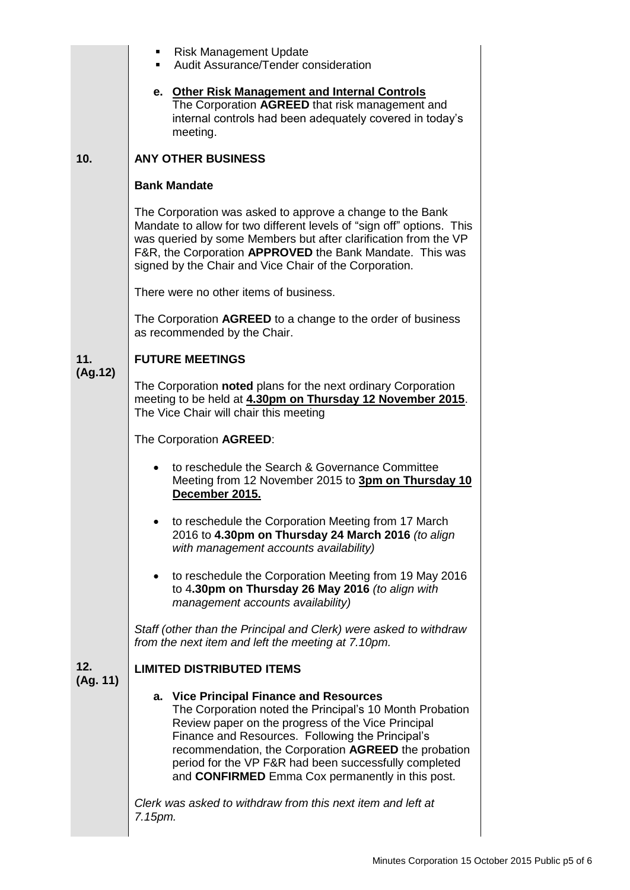- Risk Management Update
- Audit Assurance/Tender consideration

**e. Other Risk Management and Internal Controls**

The Corporation **AGREED** that risk management and internal controls had been adequately covered in today's meeting.

## 10. ANY OTHER BUSINESS

**Bank Mandate**

The Corporation was asked to approve a change to the Bank Mandate to allow for two different levels of "sign off" options. This was queried by some Members but after clarification from the VP F&R, the Corporation **APPROVED** the Bank Mandate. This was signed by the Chair and Vice Chair of the Corporation.

There were no other items of business.

The Corporation **AGREED** to a change to the order of business as recommended by the Chair.

## 11. (Ag.12) FUTURE MEETINGS

The Corporation **noted** plans for the next ordinary Corporation meeting to be held at **4.30pm on Thursday 12 November 2015**. The Vice Chair will chair this meeting

The Corporation **AGREED**:

- to reschedule the Search & Governance Committee Meeting from 12 November 2015 to **3pm on Thursday 10 December 2015.**
- to reschedule the Corporation Meeting from 17 March 2016 to **4.30pm on Thursday 24 March 2016** *(to align with management accounts availability)*
- to reschedule the Corporation Meeting from 19 May 2016 to 4**.30pm on Thursday 26 May 2016** *(to align with management accounts availability)*

*Staff (other than the Principal and Clerk) were asked to withdraw from the next item and left the meeting at 7.10pm.*

## 12. (Ag. 11) LIMITED DISTRIBUTED ITEMS

**a. Vice Principal Finance and Resources**

The Corporation noted the Principal's 10 Month Probation Review paper on the progress of the Vice Principal Finance and Resources. Following the Principal's recommendation, the Corporation **AGREED** the probation period for the VP F&R had been successfully completed and **CONFIRMED** Emma Cox permanently in this post.

*Clerk was asked to withdraw from this next item and left at 7.15pm.*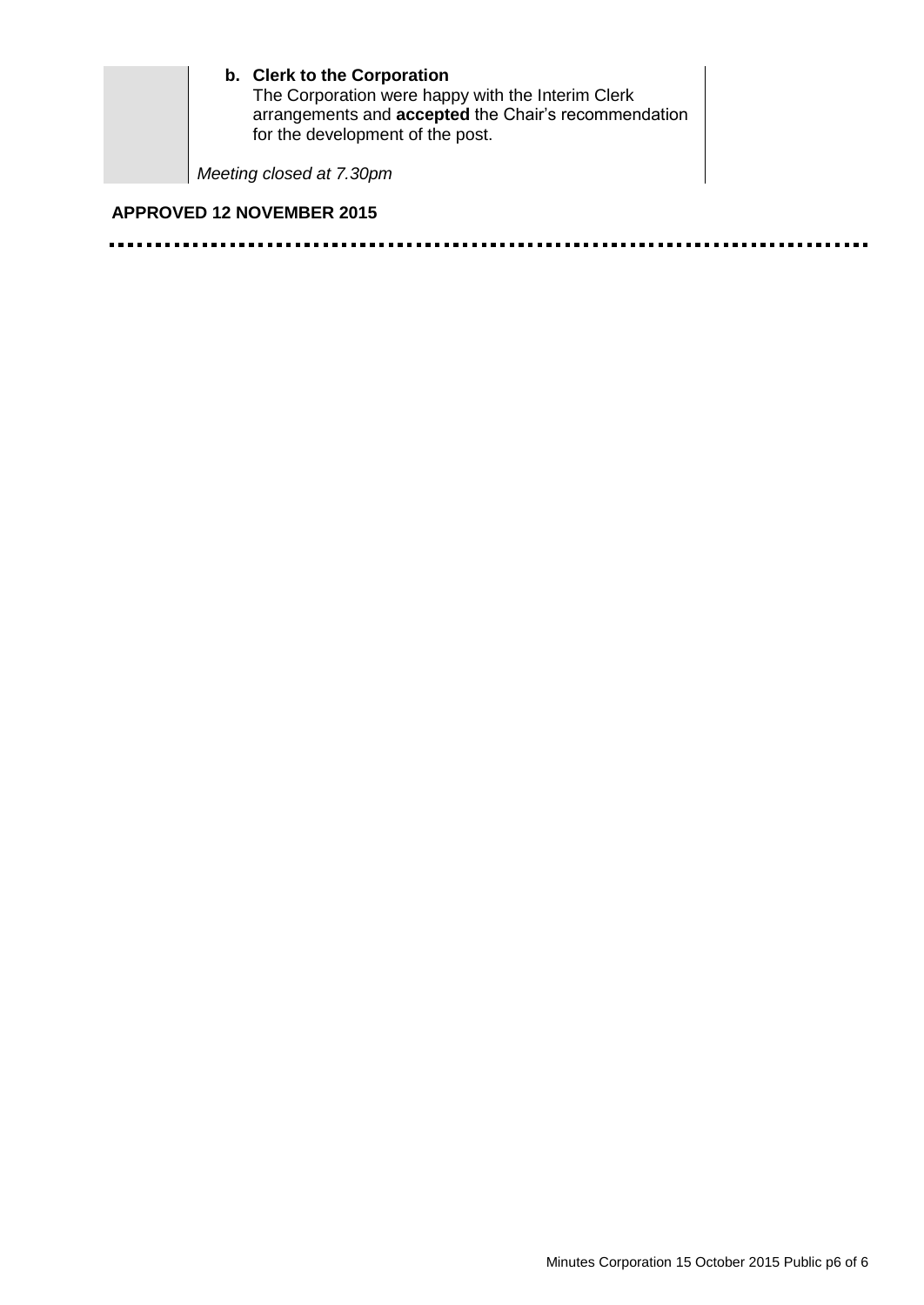**b. Clerk to the Corporation**

The Corporation were happy with the Interim Clerk arrangements and **accepted** the Chair's recommendation for the development of the post.

*Meeting closed at 7.30pm*

**APPROVED 12 NOVEMBER 2015**